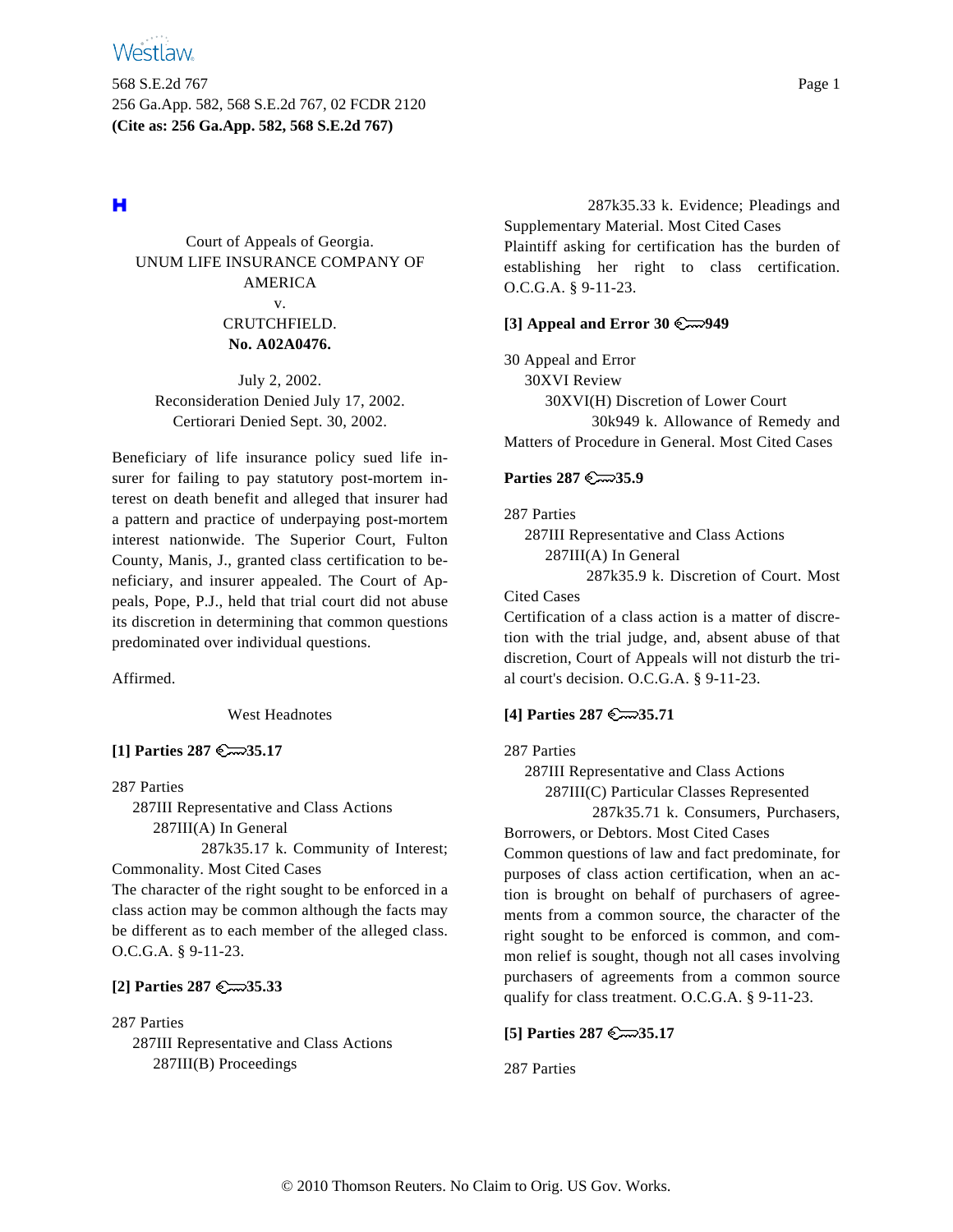Court of Appeals of Georgia.
UNUM LIFE INSURANCE COMPANY OF AMERICA
v.
CRUTCHFIELD.
**No. A02A0476.**

July 2, 2002.
Reconsideration Denied July 17, 2002.
Certiorari Denied Sept. 30, 2002.

Beneficiary of life insurance policy sued life insurer for failing to pay statutory post-mortem interest on death benefit and alleged that insurer had a pattern and practice of underpaying post-mortem interest nationwide. The Superior Court, Fulton County, Manis, J., granted class certification to beneficiary, and insurer appealed. The Court of Appeals, Pope, P.J., held that trial court did not abuse its discretion in determining that common questions predominated over individual questions.

Affirmed.

West Headnotes

**[1] Parties 287 ⚷35.17**

287 Parties
287III Representative and Class Actions
287III(A) In General
287k35.17 k. Community of Interest; Commonality. Most Cited Cases

The character of the right sought to be enforced in a class action may be common although the facts may be different as to each member of the alleged class. O.C.G.A. § 9-11-23.

**[2] Parties 287 ⚷35.33**

287 Parties
287III Representative and Class Actions
287III(B) Proceedings
287k35.33 k. Evidence; Pleadings and Supplementary Material. Most Cited Cases

Plaintiff asking for certification has the burden of establishing her right to class certification. O.C.G.A. § 9-11-23.

**[3] Appeal and Error 30 ⚷949**

30 Appeal and Error
30XVI Review
30XVI(H) Discretion of Lower Court
30k949 k. Allowance of Remedy and Matters of Procedure in General. Most Cited Cases

**Parties 287 ⚷35.9**

287 Parties
287III Representative and Class Actions
287III(A) In General
287k35.9 k. Discretion of Court. Most Cited Cases

Certification of a class action is a matter of discretion with the trial judge, and, absent abuse of that discretion, Court of Appeals will not disturb the trial court's decision. O.C.G.A. § 9-11-23.

**[4] Parties 287 ⚷35.71**

287 Parties
287III Representative and Class Actions
287III(C) Particular Classes Represented
287k35.71 k. Consumers, Purchasers, Borrowers, or Debtors. Most Cited Cases

Common questions of law and fact predominate, for purposes of class action certification, when an action is brought on behalf of purchasers of agreements from a common source, the character of the right sought to be enforced is common, and common relief is sought, though not all cases involving purchasers of agreements from a common source qualify for class treatment. O.C.G.A. § 9-11-23.

**[5] Parties 287 ⚷35.17**

287 Parties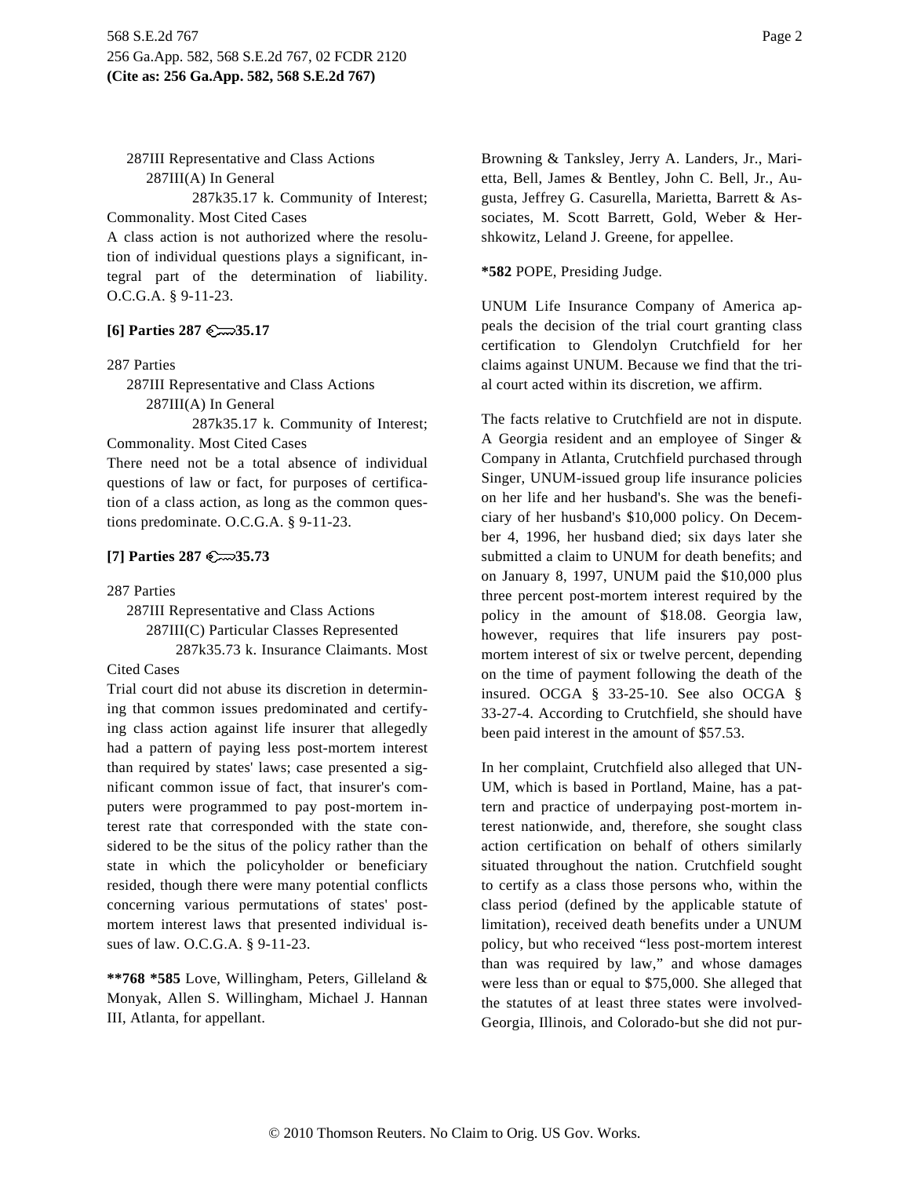287III Representative and Class Actions

287III(A) In General

287k35.17 k. Community of Interest; Commonality. Most Cited Cases

A class action is not authorized where the resolution of individual questions plays a significant, integral part of the determination of liability. O.C.G.A. § 9-11-23.

**[6] Parties 287 35.17**

287 Parties

287III Representative and Class Actions

287III(A) In General

287k35.17 k. Community of Interest; Commonality. Most Cited Cases

There need not be a total absence of individual questions of law or fact, for purposes of certification of a class action, as long as the common questions predominate. O.C.G.A. § 9-11-23.

**[7] Parties 287 35.73**

287 Parties

287III Representative and Class Actions

287III(C) Particular Classes Represented

287k35.73 k. Insurance Claimants. Most Cited Cases

Trial court did not abuse its discretion in determining that common issues predominated and certifying class action against life insurer that allegedly had a pattern of paying less post-mortem interest than required by states' laws; case presented a significant common issue of fact, that insurer's computers were programmed to pay post-mortem interest rate that corresponded with the state considered to be the situs of the policy rather than the state in which the policyholder or beneficiary resided, though there were many potential conflicts concerning various permutations of states' post-mortem interest laws that presented individual issues of law. O.C.G.A. § 9-11-23.

**\*\*768 \*585** Love, Willingham, Peters, Gilleland & Monyak, Allen S. Willingham, Michael J. Hannan III, Atlanta, for appellant.

Browning & Tanksley, Jerry A. Landers, Jr., Marietta, Bell, James & Bentley, John C. Bell, Jr., Augusta, Jeffrey G. Casurella, Marietta, Barrett & Associates, M. Scott Barrett, Gold, Weber & Hershkowitz, Leland J. Greene, for appellee.

**\*582** POPE, Presiding Judge.

UNUM Life Insurance Company of America appeals the decision of the trial court granting class certification to Glendolyn Crutchfield for her claims against UNUM. Because we find that the trial court acted within its discretion, we affirm.

The facts relative to Crutchfield are not in dispute. A Georgia resident and an employee of Singer & Company in Atlanta, Crutchfield purchased through Singer, UNUM-issued group life insurance policies on her life and her husband's. She was the beneficiary of her husband's $10,000 policy. On December 4, 1996, her husband died; six days later she submitted a claim to UNUM for death benefits; and on January 8, 1997, UNUM paid the $10,000 plus three percent post-mortem interest required by the policy in the amount of $18.08. Georgia law, however, requires that life insurers pay post-mortem interest of six or twelve percent, depending on the time of payment following the death of the insured. OCGA § 33-25-10. See also OCGA § 33-27-4. According to Crutchfield, she should have been paid interest in the amount of $57.53.

In her complaint, Crutchfield also alleged that UNUM, which is based in Portland, Maine, has a pattern and practice of underpaying post-mortem interest nationwide, and, therefore, she sought class action certification on behalf of others similarly situated throughout the nation. Crutchfield sought to certify as a class those persons who, within the class period (defined by the applicable statute of limitation), received death benefits under a UNUM policy, but who received "less post-mortem interest than was required by law," and whose damages were less than or equal to $75,000. She alleged that the statutes of at least three states were involved-Georgia, Illinois, and Colorado-but she did not pur-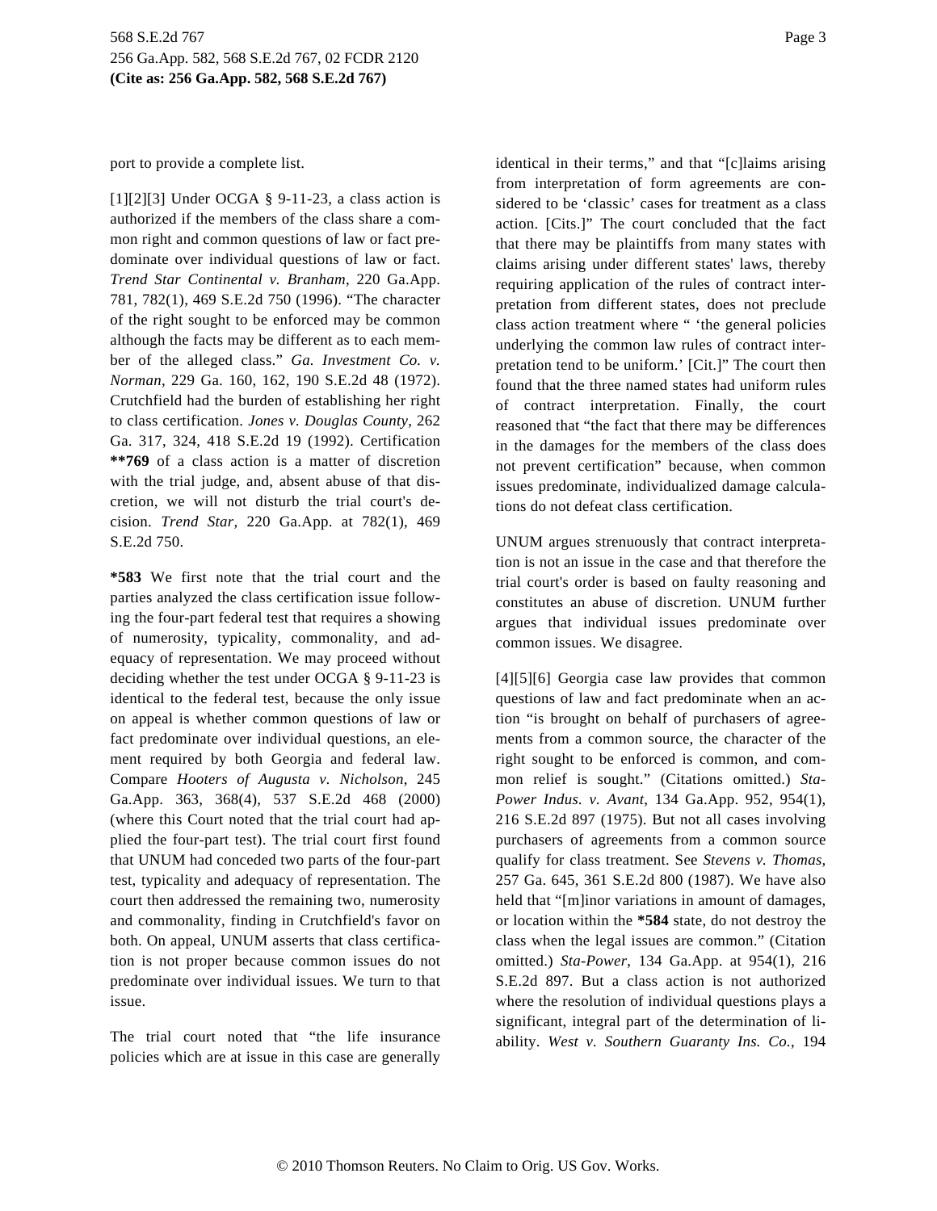port to provide a complete list.

[1][2][3] Under OCGA § 9-11-23, a class action is authorized if the members of the class share a common right and common questions of law or fact predominate over individual questions of law or fact. *Trend Star Continental v. Branham*, 220 Ga.App. 781, 782(1), 469 S.E.2d 750 (1996). "The character of the right sought to be enforced may be common although the facts may be different as to each member of the alleged class." *Ga. Investment Co. v. Norman*, 229 Ga. 160, 162, 190 S.E.2d 48 (1972). Crutchfield had the burden of establishing her right to class certification. *Jones v. Douglas County*, 262 Ga. 317, 324, 418 S.E.2d 19 (1992). Certification **\*\*769** of a class action is a matter of discretion with the trial judge, and, absent abuse of that discretion, we will not disturb the trial court's decision. *Trend Star*, 220 Ga.App. at 782(1), 469 S.E.2d 750.

**\*583** We first note that the trial court and the parties analyzed the class certification issue following the four-part federal test that requires a showing of numerosity, typicality, commonality, and adequacy of representation. We may proceed without deciding whether the test under OCGA § 9-11-23 is identical to the federal test, because the only issue on appeal is whether common questions of law or fact predominate over individual questions, an element required by both Georgia and federal law. Compare *Hooters of Augusta v. Nicholson*, 245 Ga.App. 363, 368(4), 537 S.E.2d 468 (2000) (where this Court noted that the trial court had applied the four-part test). The trial court first found that UNUM had conceded two parts of the four-part test, typicality and adequacy of representation. The court then addressed the remaining two, numerosity and commonality, finding in Crutchfield's favor on both. On appeal, UNUM asserts that class certification is not proper because common issues do not predominate over individual issues. We turn to that issue.

The trial court noted that "the life insurance policies which are at issue in this case are generally identical in their terms," and that "[c]laims arising from interpretation of form agreements are considered to be 'classic' cases for treatment as a class action. [Cits.]" The court concluded that the fact that there may be plaintiffs from many states with claims arising under different states' laws, thereby requiring application of the rules of contract interpretation from different states, does not preclude class action treatment where " 'the general policies underlying the common law rules of contract interpretation tend to be uniform.' [Cit.]" The court then found that the three named states had uniform rules of contract interpretation. Finally, the court reasoned that "the fact that there may be differences in the damages for the members of the class does not prevent certification" because, when common issues predominate, individualized damage calculations do not defeat class certification.

UNUM argues strenuously that contract interpretation is not an issue in the case and that therefore the trial court's order is based on faulty reasoning and constitutes an abuse of discretion. UNUM further argues that individual issues predominate over common issues. We disagree.

[4][5][6] Georgia case law provides that common questions of law and fact predominate when an action "is brought on behalf of purchasers of agreements from a common source, the character of the right sought to be enforced is common, and common relief is sought." (Citations omitted.) *Sta-Power Indus. v. Avant*, 134 Ga.App. 952, 954(1), 216 S.E.2d 897 (1975). But not all cases involving purchasers of agreements from a common source qualify for class treatment. See *Stevens v. Thomas*, 257 Ga. 645, 361 S.E.2d 800 (1987). We have also held that "[m]inor variations in amount of damages, or location within the **\*584** state, do not destroy the class when the legal issues are common." (Citation omitted.) *Sta-Power*, 134 Ga.App. at 954(1), 216 S.E.2d 897. But a class action is not authorized where the resolution of individual questions plays a significant, integral part of the determination of liability. *West v. Southern Guaranty Ins. Co.*, 194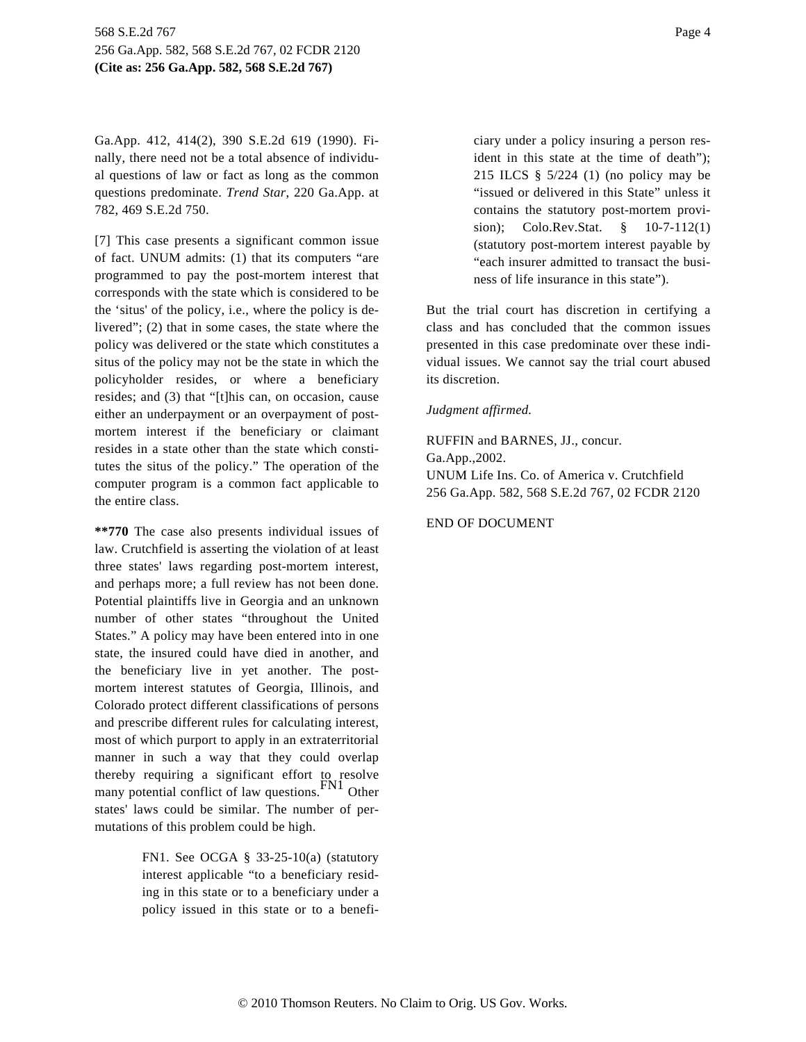Ga.App. 412, 414(2), 390 S.E.2d 619 (1990). Finally, there need not be a total absence of individual questions of law or fact as long as the common questions predominate. *Trend Star*, 220 Ga.App. at 782, 469 S.E.2d 750.

[7] This case presents a significant common issue of fact. UNUM admits: (1) that its computers "are programmed to pay the post-mortem interest that corresponds with the state which is considered to be the 'situs' of the policy, i.e., where the policy is delivered"; (2) that in some cases, the state where the policy was delivered or the state which constitutes a situs of the policy may not be the state in which the policyholder resides, or where a beneficiary resides; and (3) that "[t]his can, on occasion, cause either an underpayment or an overpayment of post-mortem interest if the beneficiary or claimant resides in a state other than the state which constitutes the situs of the policy." The operation of the computer program is a common fact applicable to the entire class.

**\*\*770** The case also presents individual issues of law. Crutchfield is asserting the violation of at least three states' laws regarding post-mortem interest, and perhaps more; a full review has not been done. Potential plaintiffs live in Georgia and an unknown number of other states "throughout the United States." A policy may have been entered into in one state, the insured could have died in another, and the beneficiary live in yet another. The post-mortem interest statutes of Georgia, Illinois, and Colorado protect different classifications of persons and prescribe different rules for calculating interest, most of which purport to apply in an extraterritorial manner in such a way that they could overlap thereby requiring a significant effort to resolve many potential conflict of law questions.[FN1] Other states' laws could be similar. The number of permutations of this problem could be high.

FN1. See OCGA § 33-25-10(a) (statutory interest applicable "to a beneficiary residing in this state or to a beneficiary under a policy issued in this state or to a beneficiary under a policy insuring a person resident in this state at the time of death"); 215 ILCS § 5/224 (1) (no policy may be "issued or delivered in this State" unless it contains the statutory post-mortem provision); Colo.Rev.Stat. § 10-7-112(1) (statutory post-mortem interest payable by "each insurer admitted to transact the business of life insurance in this state").

But the trial court has discretion in certifying a class and has concluded that the common issues presented in this case predominate over these individual issues. We cannot say the trial court abused its discretion.

*Judgment affirmed.*

RUFFIN and BARNES, JJ., concur.
Ga.App.,2002.
UNUM Life Ins. Co. of America v. Crutchfield
256 Ga.App. 582, 568 S.E.2d 767, 02 FCDR 2120

END OF DOCUMENT